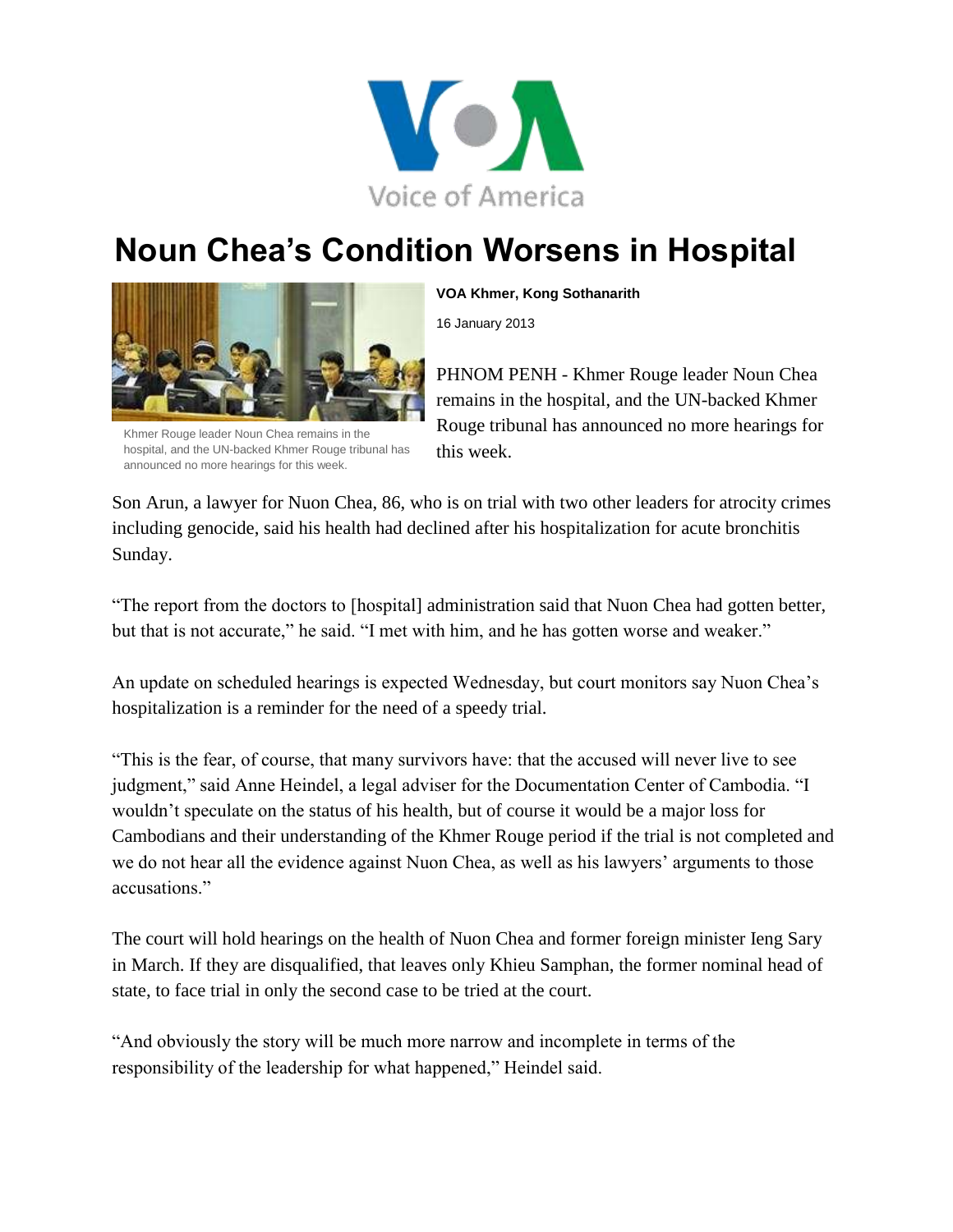Voice of America

# Noun Chea's Condition Worsens in Hospital

Khmer Rouge leader Noun Chea remains in the hospital, and the UN-backed Khmer Rouge tribunal has announced no more hearings for this week.

**VOA Khmer, Kong Sothanarith**

16 January 2013

PHNOM PENH - Khmer Rouge leader Noun Chea remains in the hospital, and the UN-backed Khmer Rouge tribunal has announced no more hearings for this week.

Son Arun, a lawyer for Nuon Chea, 86, who is on trial with two other leaders for atrocity crimes including genocide, said his health had declined after his hospitalization for acute bronchitis Sunday.

"The report from the doctors to [hospital] administration said that Nuon Chea had gotten better, but that is not accurate," he said. "I met with him, and he has gotten worse and weaker."

An update on scheduled hearings is expected Wednesday, but court monitors say Nuon Chea's hospitalization is a reminder for the need of a speedy trial.

"This is the fear, of course, that many survivors have: that the accused will never live to see judgment," said Anne Heindel, a legal adviser for the Documentation Center of Cambodia. "I wouldn't speculate on the status of his health, but of course it would be a major loss for Cambodians and their understanding of the Khmer Rouge period if the trial is not completed and we do not hear all the evidence against Nuon Chea, as well as his lawyers' arguments to those accusations."

The court will hold hearings on the health of Nuon Chea and former foreign minister Ieng Sary in March. If they are disqualified, that leaves only Khieu Samphan, the former nominal head of state, to face trial in only the second case to be tried at the court.

"And obviously the story will be much more narrow and incomplete in terms of the responsibility of the leadership for what happened," Heindel said.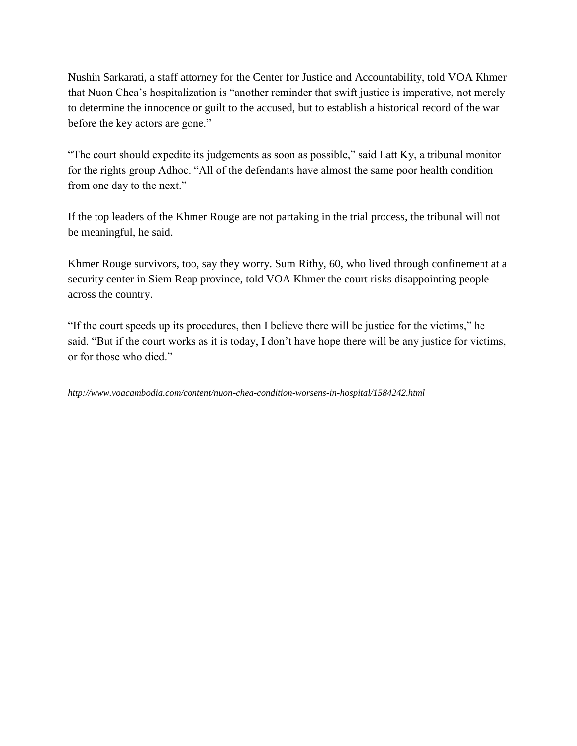Nushin Sarkarati, a staff attorney for the Center for Justice and Accountability, told VOA Khmer that Nuon Chea's hospitalization is "another reminder that swift justice is imperative, not merely to determine the innocence or guilt to the accused, but to establish a historical record of the war before the key actors are gone."

"The court should expedite its judgements as soon as possible," said Latt Ky, a tribunal monitor for the rights group Adhoc. "All of the defendants have almost the same poor health condition from one day to the next."

If the top leaders of the Khmer Rouge are not partaking in the trial process, the tribunal will not be meaningful, he said.

Khmer Rouge survivors, too, say they worry. Sum Rithy, 60, who lived through confinement at a security center in Siem Reap province, told VOA Khmer the court risks disappointing people across the country.

"If the court speeds up its procedures, then I believe there will be justice for the victims," he said. "But if the court works as it is today, I don't have hope there will be any justice for victims, or for those who died."

*http://www.voacambodia.com/content/nuon-chea-condition-worsens-in-hospital/1584242.html*